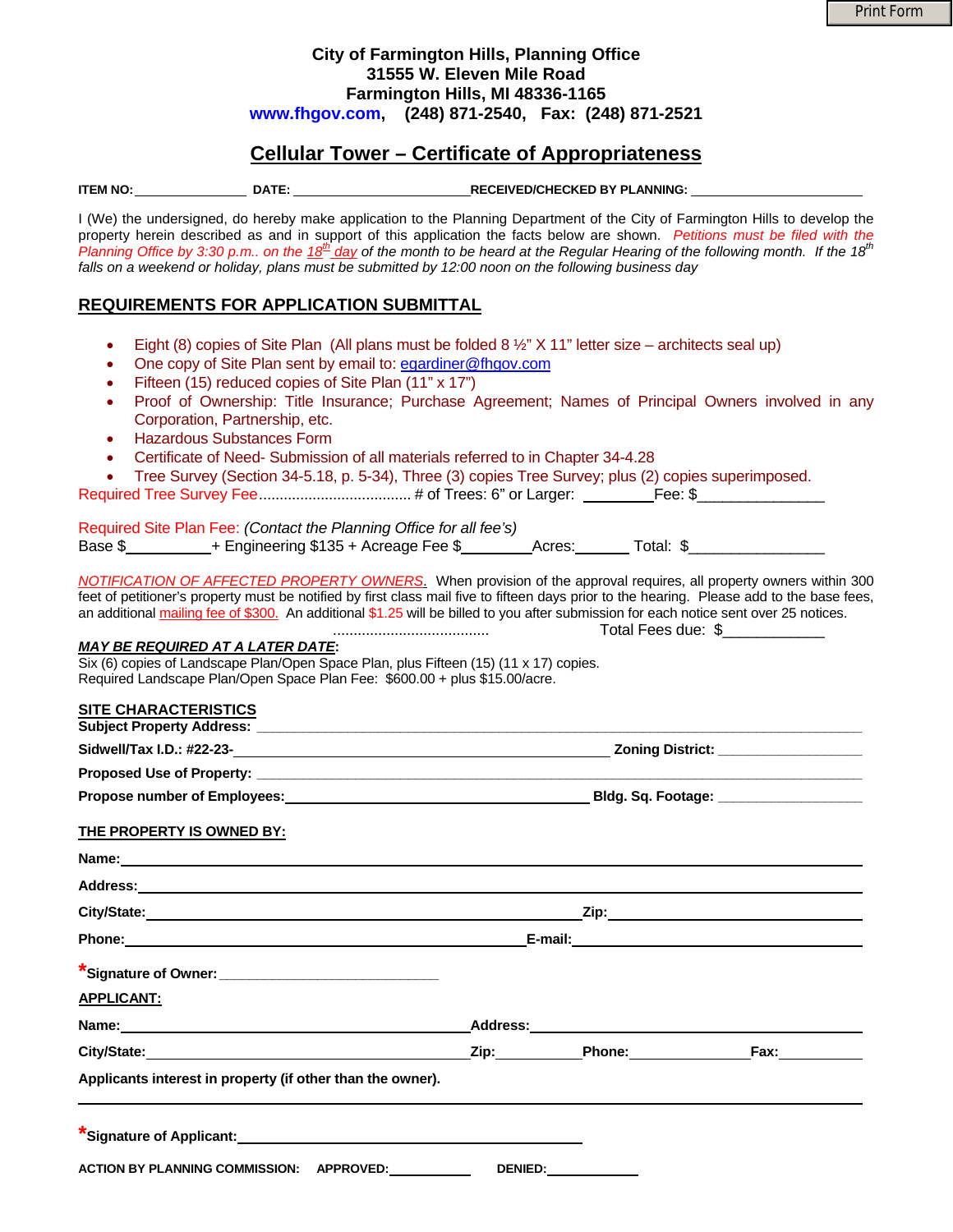Print Form

**City of Farmington Hills, Planning Office**
**31555 W. Eleven Mile Road**
**Farmington Hills, MI 48336-1165**
**www.fhgov.com, (248) 871-2540, Fax: (248) 871-2521**

# Cellular Tower – Certificate of Appropriateness

**ITEM NO:** _______________ **DATE:** _________________________ **RECEIVED/CHECKED BY PLANNING:** ________________________

I (We) the undersigned, do hereby make application to the Planning Department of the City of Farmington Hills to develop the property herein described as and in support of this application the facts below are shown. *Petitions must be filed with the Planning Office by 3:30 p.m.. on the 18th day of the month to be heard at the Regular Hearing of the following month. If the 18th falls on a weekend or holiday, plans must be submitted by 12:00 noon on the following business day*

## REQUIREMENTS FOR APPLICATION SUBMITTAL

- Eight (8) copies of Site Plan (All plans must be folded 8 ½" X 11" letter size – architects seal up)
- One copy of Site Plan sent by email to: egardiner@fhgov.com
- Fifteen (15) reduced copies of Site Plan (11" x 17")
- Proof of Ownership: Title Insurance; Purchase Agreement; Names of Principal Owners involved in any Corporation, Partnership, etc.
- Hazardous Substances Form
- Certificate of Need- Submission of all materials referred to in Chapter 34-4.28
- Tree Survey (Section 34-5.18, p. 5-34), Three (3) copies Tree Survey; plus (2) copies superimposed.

Required Tree Survey Fee..................................... # of Trees: 6" or Larger: _________ Fee: $_______________

Required Site Plan Fee: *(Contact the Planning Office for all fee's)*
Base $__________+ Engineering $135 + Acreage Fee $________ Acres:______ Total: $________________

*NOTIFICATION OF AFFECTED PROPERTY OWNERS.* When provision of the approval requires, all property owners within 300 feet of petitioner's property must be notified by first class mail five to fifteen days prior to the hearing. Please add to the base fees, an additional mailing fee of $300. An additional $1.25 will be billed to you after submission for each notice sent over 25 notices.
...................................... Total Fees due: $____________

***MAY BE REQUIRED AT A LATER DATE*:**
Six (6) copies of Landscape Plan/Open Space Plan, plus Fifteen (15) (11 x 17) copies.
Required Landscape Plan/Open Space Plan Fee: $600.00 + plus $15.00/acre.

## SITE CHARACTERISTICS

**Subject Property Address:** ____________________________________________

**Sidwell/Tax I.D.: #22-23-**____________________________ **Zoning District:** ________________

**Proposed Use of Property:** ____________________________________________

**Propose number of Employees:**_______________________ **Bldg. Sq. Footage:** ________________

## THE PROPERTY IS OWNED BY:

**Name:**____________________________________________

**Address:**____________________________________________

**City/State:**______________________________ **Zip:**________________

**Phone:**______________________________ **E-mail:**________________

***Signature of Owner:** ____________________________

## APPLICANT:

**Name:**______________________________ **Address:**______________________________

**City/State:**____________________ **Zip:**__________ **Phone:**______________ **Fax:**__________

**Applicants interest in property (if other than the owner).**

____________________________________________

***Signature of Applicant:**____________________________

**ACTION BY PLANNING COMMISSION: APPROVED:**___________ **DENIED:**___________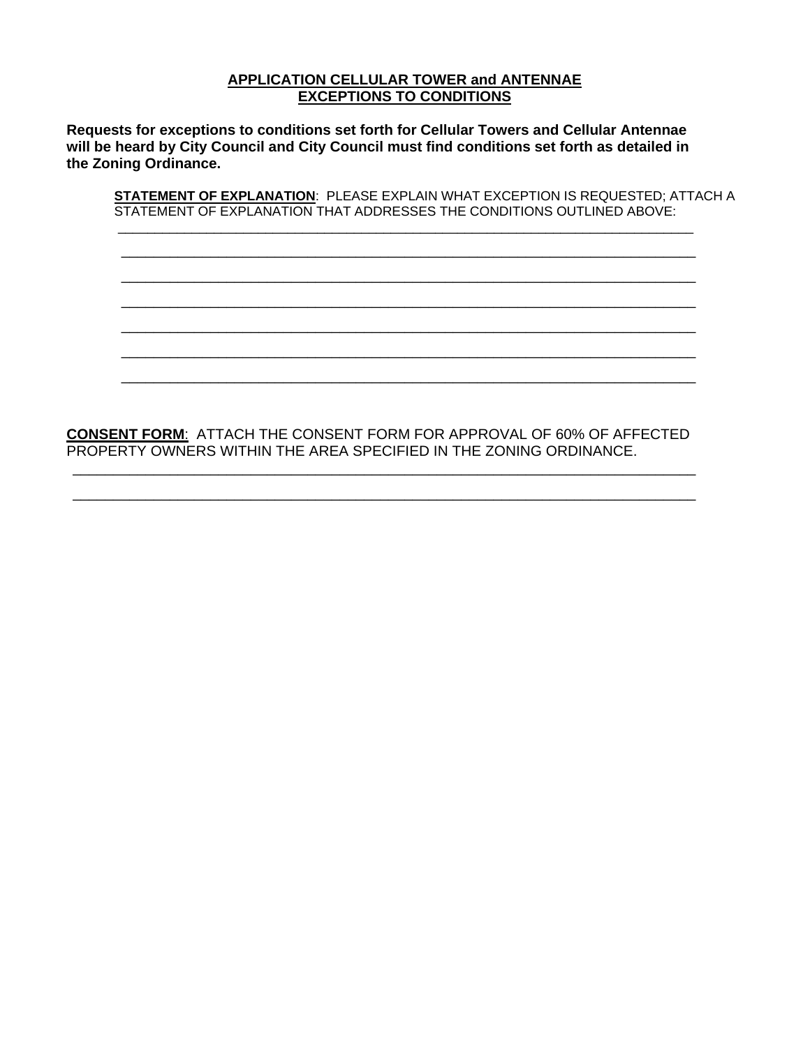**APPLICATION CELLULAR TOWER and ANTENNAE**
**EXCEPTIONS TO CONDITIONS**

**Requests for exceptions to conditions set forth for Cellular Towers and Cellular Antennae will be heard by City Council and City Council must find conditions set forth as detailed in the Zoning Ordinance.**

**STATEMENT OF EXPLANATION**: PLEASE EXPLAIN WHAT EXCEPTION IS REQUESTED; ATTACH A STATEMENT OF EXPLANATION THAT ADDRESSES THE CONDITIONS OUTLINED ABOVE:

___________________________________________________________________________

___________________________________________________________________________

___________________________________________________________________________

___________________________________________________________________________

___________________________________________________________________________

___________________________________________________________________________

___________________________________________________________________________

**CONSENT FORM**: ATTACH THE CONSENT FORM FOR APPROVAL OF 60% OF AFFECTED PROPERTY OWNERS WITHIN THE AREA SPECIFIED IN THE ZONING ORDINANCE.

___________________________________________________________________________

___________________________________________________________________________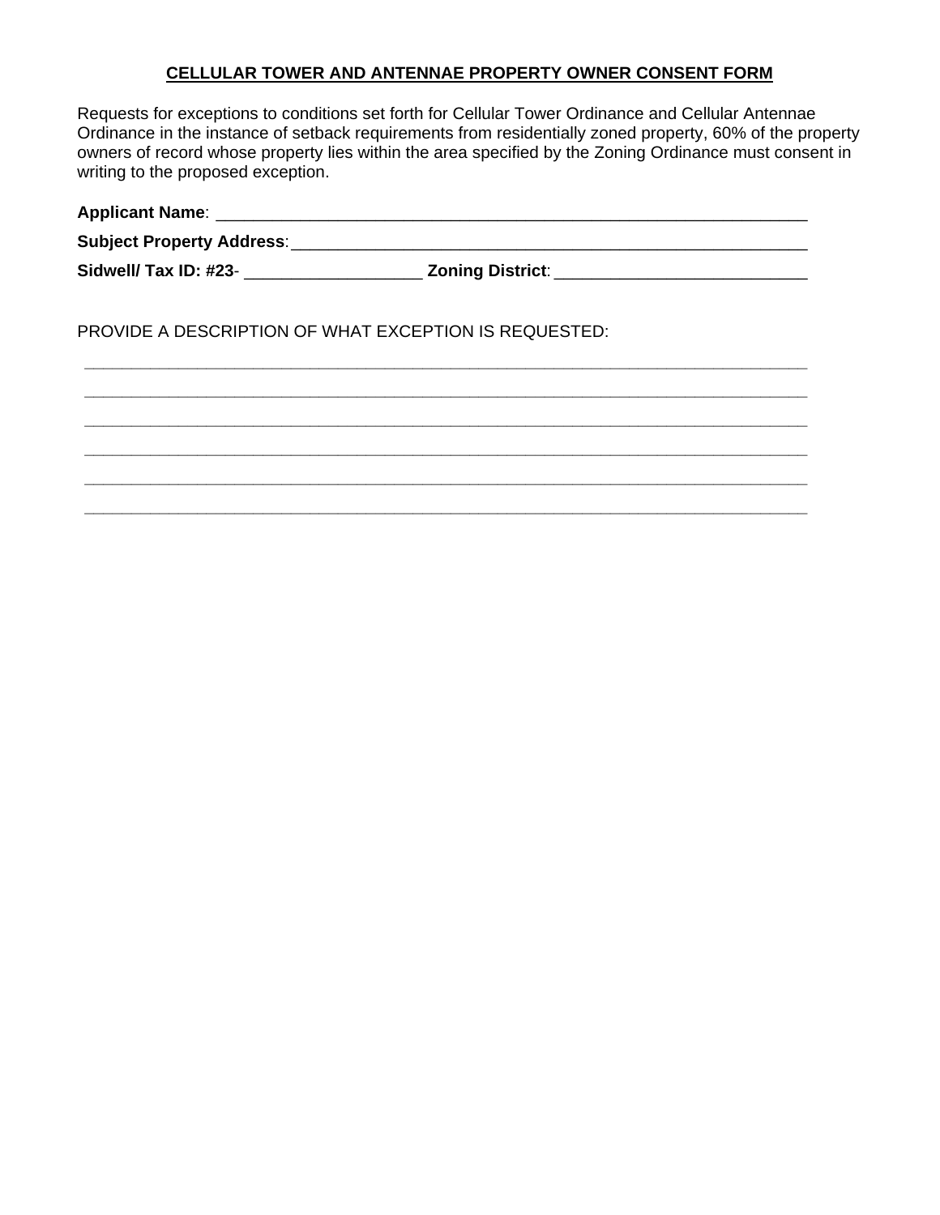**CELLULAR TOWER AND ANTENNAE PROPERTY OWNER CONSENT FORM**

Requests for exceptions to conditions set forth for Cellular Tower Ordinance and Cellular Antennae Ordinance in the instance of setback requirements from residentially zoned property, 60% of the property owners of record whose property lies within the area specified by the Zoning Ordinance must consent in writing to the proposed exception.

**Applicant Name**: ________________________________________________________________

**Subject Property Address**:_________________________________________________________

**Sidwell/ Tax ID: #23**- ___________________ **Zoning District**: ___________________________

PROVIDE A DESCRIPTION OF WHAT EXCEPTION IS REQUESTED:

______________________________________________________________________________

______________________________________________________________________________

______________________________________________________________________________

______________________________________________________________________________

______________________________________________________________________________

______________________________________________________________________________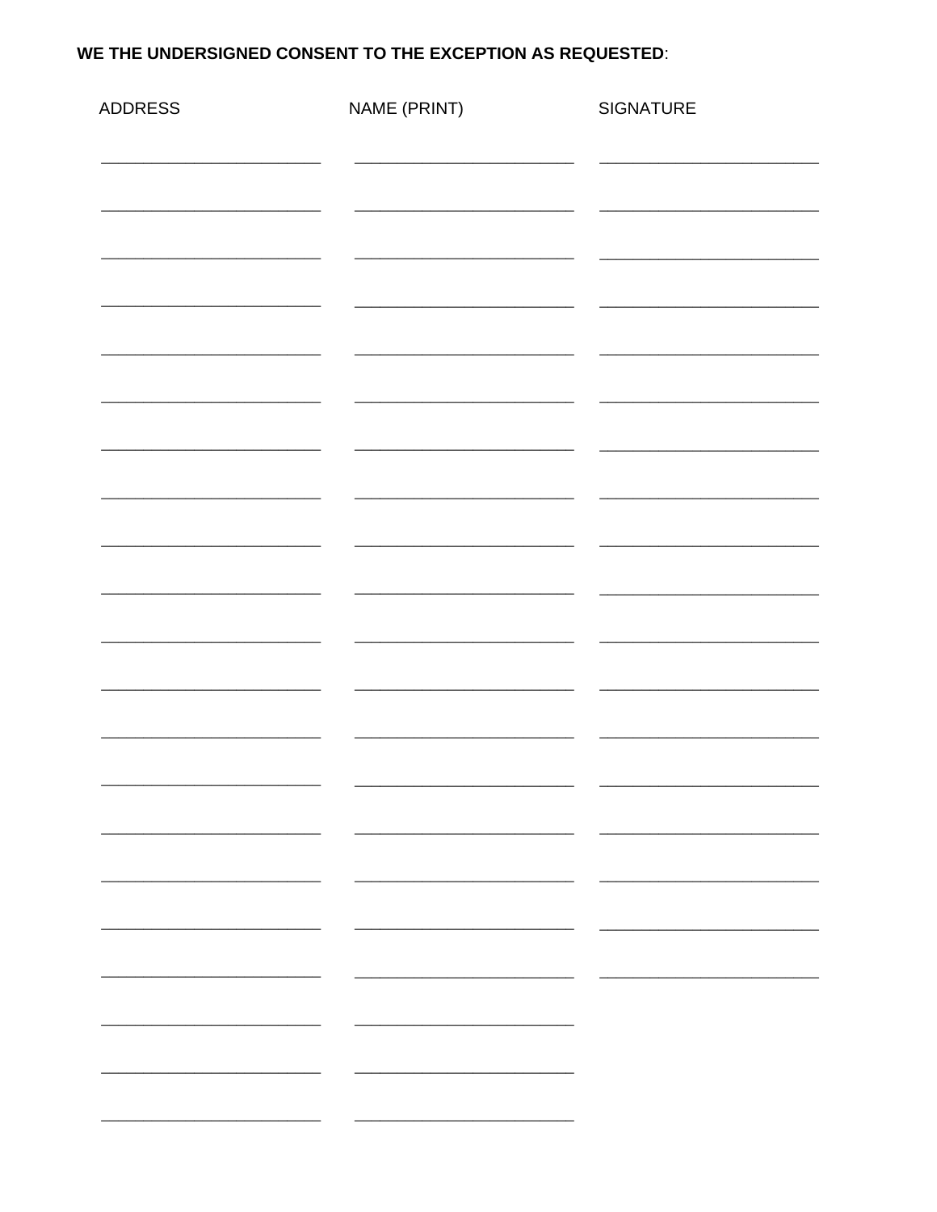**WE THE UNDERSIGNED CONSENT TO THE EXCEPTION AS REQUESTED**:

| ADDRESS | NAME (PRINT) | SIGNATURE |
|---|---|---|
| | | |
| | | |
| | | |
| | | |
| | | |
| | | |
| | | |
| | | |
| | | |
| | | |
| | | |
| | | |
| | | |
| | | |
| | | |
| | | |
| | | |
| | | |
| | | |
| | | |
| | | |